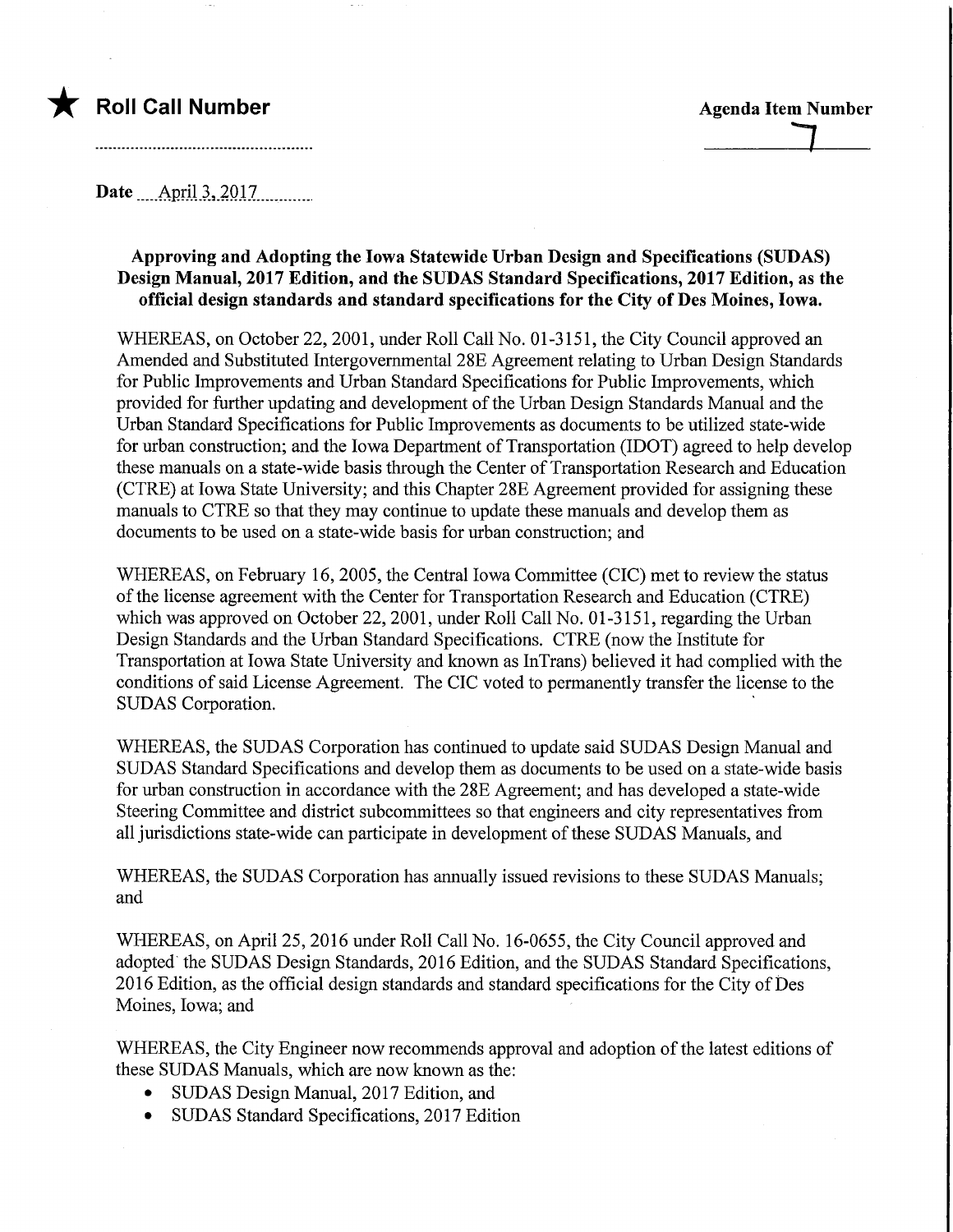★ **Roll Call Number**

........................................................

**Agenda Item Number**

7

Date April 3, 2017

**Approving and Adopting the Iowa Statewide Urban Design and Specifications (SUDAS) Design Manual, 2017 Edition, and the SUDAS Standard Specifications, 2017 Edition, as the official design standards and standard specifications for the City of Des Moines, Iowa.**

WHEREAS, on October 22, 2001, under Roll Call No. 01-3151, the City Council approved an Amended and Substituted Intergovernmental 28E Agreement relating to Urban Design Standards for Public Improvements and Urban Standard Specifications for Public Improvements, which provided for further updating and development of the Urban Design Standards Manual and the Urban Standard Specifications for Public Improvements as documents to be utilized state-wide for urban construction; and the Iowa Department of Transportation (IDOT) agreed to help develop these manuals on a state-wide basis through the Center of Transportation Research and Education (CTRE) at Iowa State University; and this Chapter 28E Agreement provided for assigning these manuals to CTRE so that they may continue to update these manuals and develop them as documents to be used on a state-wide basis for urban construction; and

WHEREAS, on February 16, 2005, the Central Iowa Committee (CIC) met to review the status of the license agreement with the Center for Transportation Research and Education (CTRE) which was approved on October 22, 2001, under Roll Call No. 01-3151, regarding the Urban Design Standards and the Urban Standard Specifications. CTRE (now the Institute for Transportation at Iowa State University and known as InTrans) believed it had complied with the conditions of said License Agreement. The CIC voted to permanently transfer the license to the SUDAS Corporation.

WHEREAS, the SUDAS Corporation has continued to update said SUDAS Design Manual and SUDAS Standard Specifications and develop them as documents to be used on a state-wide basis for urban construction in accordance with the 28E Agreement; and has developed a state-wide Steering Committee and district subcommittees so that engineers and city representatives from all jurisdictions state-wide can participate in development of these SUDAS Manuals, and

WHEREAS, the SUDAS Corporation has annually issued revisions to these SUDAS Manuals; and

WHEREAS, on April 25, 2016 under Roll Call No. 16-0655, the City Council approved and adopted the SUDAS Design Standards, 2016 Edition, and the SUDAS Standard Specifications, 2016 Edition, as the official design standards and standard specifications for the City of Des Moines, Iowa; and

WHEREAS, the City Engineer now recommends approval and adoption of the latest editions of these SUDAS Manuals, which are now known as the:

- SUDAS Design Manual, 2017 Edition, and
- SUDAS Standard Specifications, 2017 Edition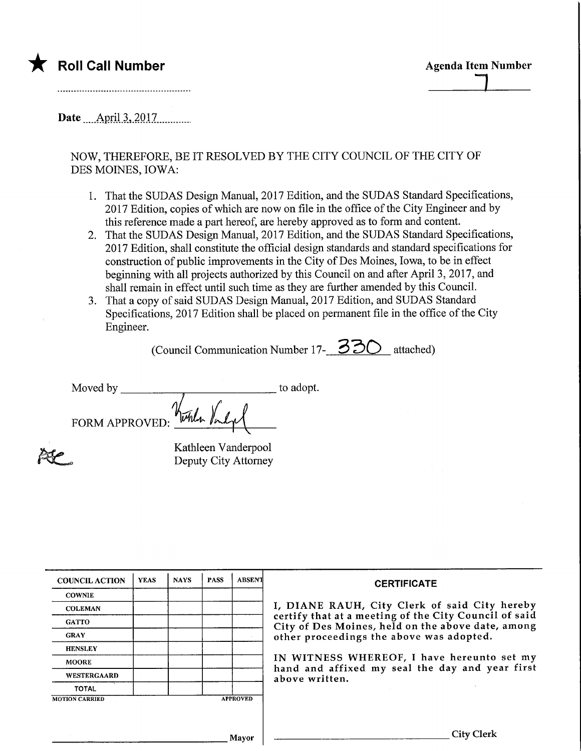★ **Roll Call Number**

..........................................................

**Agenda Item Number**

7

**Date** April 3, 2017

NOW, THEREFORE, BE IT RESOLVED BY THE CITY COUNCIL OF THE CITY OF DES MOINES, IOWA:

1. That the SUDAS Design Manual, 2017 Edition, and the SUDAS Standard Specifications, 2017 Edition, copies of which are now on file in the office of the City Engineer and by this reference made a part hereof, are hereby approved as to form and content.
2. That the SUDAS Design Manual, 2017 Edition, and the SUDAS Standard Specifications, 2017 Edition, shall constitute the official design standards and standard specifications for construction of public improvements in the City of Des Moines, Iowa, to be in effect beginning with all projects authorized by this Council on and after April 3, 2017, and shall remain in effect until such time as they are further amended by this Council.
3. That a copy of said SUDAS Design Manual, 2017 Edition, and SUDAS Standard Specifications, 2017 Edition shall be placed on permanent file in the office of the City Engineer.

(Council Communication Number 17-330 attached)

Moved by ______________________ to adopt.

FORM APPROVED: [signature]

Kathleen Vanderpool
Deputy City Attorney

| COUNCIL ACTION | YEAS | NAYS | PASS | ABSENT |
|---|---|---|---|---|
| COWNIE | | | | |
| COLEMAN | | | | |
| GATTO | | | | |
| GRAY | | | | |
| HENSLEY | | | | |
| MOORE | | | | |
| WESTERGAARD | | | | |
| TOTAL | | | | |
| MOTION CARRIED | | | | APPROVED |

______________________ Mayor

**CERTIFICATE**

I, DIANE RAUH, City Clerk of said City hereby certify that at a meeting of the City Council of said City of Des Moines, held on the above date, among other proceedings the above was adopted.

IN WITNESS WHEREOF, I have hereunto set my hand and affixed my seal the day and year first above written.

______________________ City Clerk